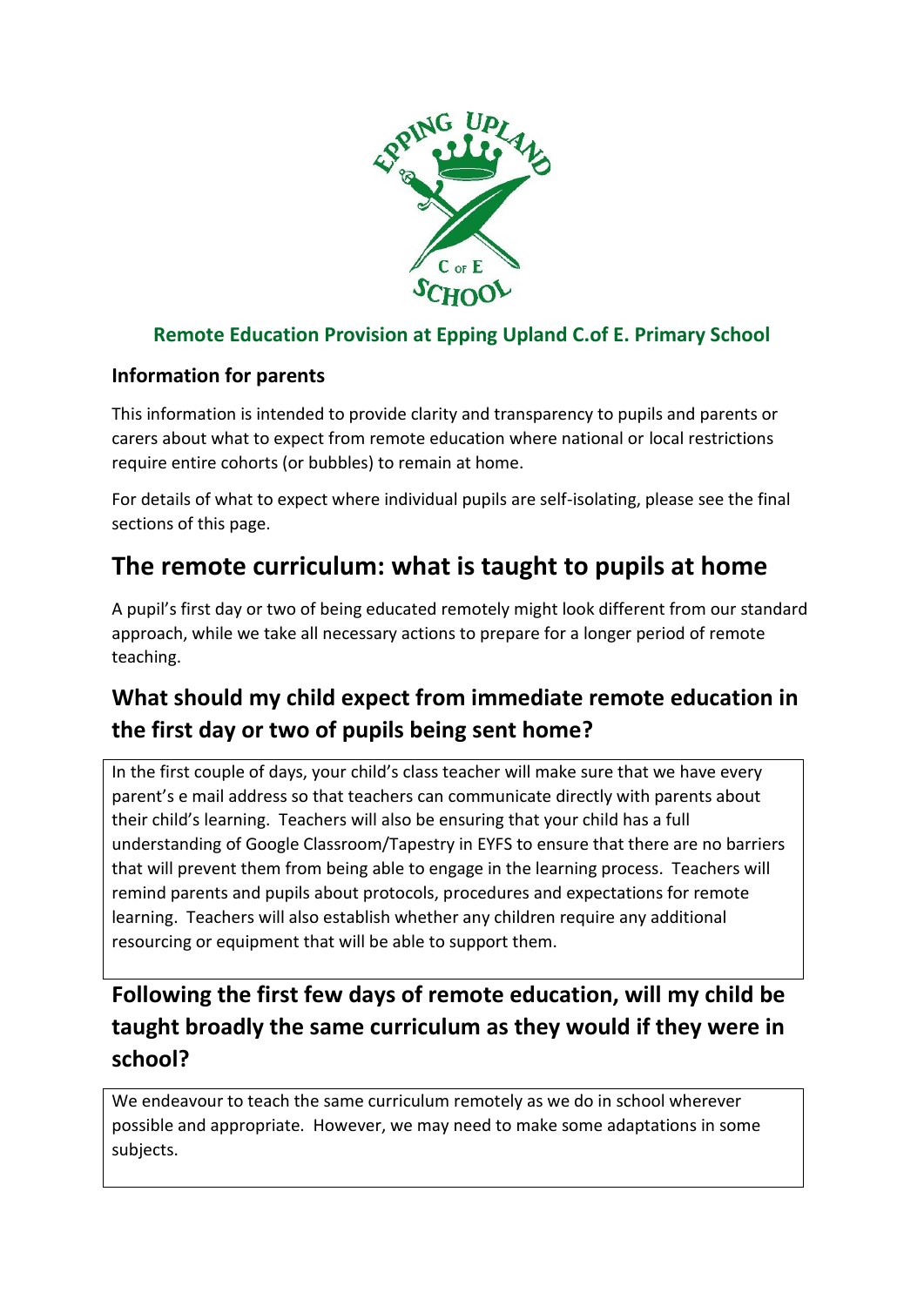## Remote Education Provision at Epping Upland C.of E. Primary School

### Information for parents

This information is intended to provide clarity and transparency to pupils and parents or carers about what to expect from remote education where national or local restrictions require entire cohorts (or bubbles) to remain at home.

For details of what to expect where individual pupils are self-isolating, please see the final sections of this page.

# The remote curriculum: what is taught to pupils at home

A pupil's first day or two of being educated remotely might look different from our standard approach, while we take all necessary actions to prepare for a longer period of remote teaching.

## What should my child expect from immediate remote education in the first day or two of pupils being sent home?

In the first couple of days, your child's class teacher will make sure that we have every parent's e mail address so that teachers can communicate directly with parents about their child's learning. Teachers will also be ensuring that your child has a full understanding of Google Classroom/Tapestry in EYFS to ensure that there are no barriers that will prevent them from being able to engage in the learning process. Teachers will remind parents and pupils about protocols, procedures and expectations for remote learning. Teachers will also establish whether any children require any additional resourcing or equipment that will be able to support them.

## Following the first few days of remote education, will my child be taught broadly the same curriculum as they would if they were in school?

We endeavour to teach the same curriculum remotely as we do in school wherever possible and appropriate. However, we may need to make some adaptations in some subjects.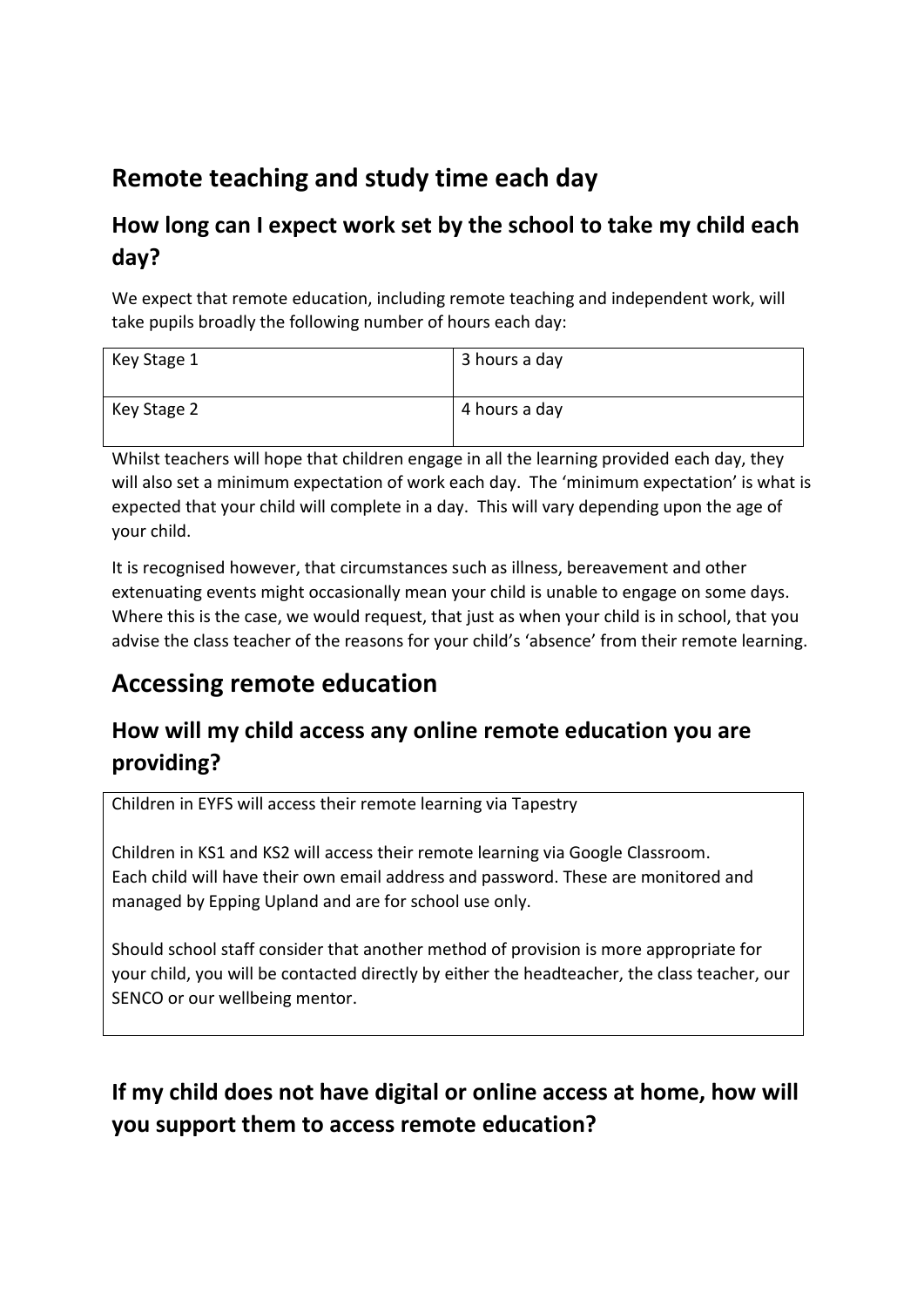## Remote teaching and study time each day

### How long can I expect work set by the school to take my child each day?

We expect that remote education, including remote teaching and independent work, will take pupils broadly the following number of hours each day:

| Key Stage 1 | 3 hours a day |
| --- | --- |
| Key Stage 2 | 4 hours a day |

Whilst teachers will hope that children engage in all the learning provided each day, they will also set a minimum expectation of work each day. The 'minimum expectation' is what is expected that your child will complete in a day. This will vary depending upon the age of your child.

It is recognised however, that circumstances such as illness, bereavement and other extenuating events might occasionally mean your child is unable to engage on some days. Where this is the case, we would request, that just as when your child is in school, that you advise the class teacher of the reasons for your child's 'absence' from their remote learning.

## Accessing remote education

### How will my child access any online remote education you are providing?

Children in EYFS will access their remote learning via Tapestry

Children in KS1 and KS2 will access their remote learning via Google Classroom.
Each child will have their own email address and password. These are monitored and managed by Epping Upland and are for school use only.

Should school staff consider that another method of provision is more appropriate for your child, you will be contacted directly by either the headteacher, the class teacher, our SENCO or our wellbeing mentor.

### If my child does not have digital or online access at home, how will you support them to access remote education?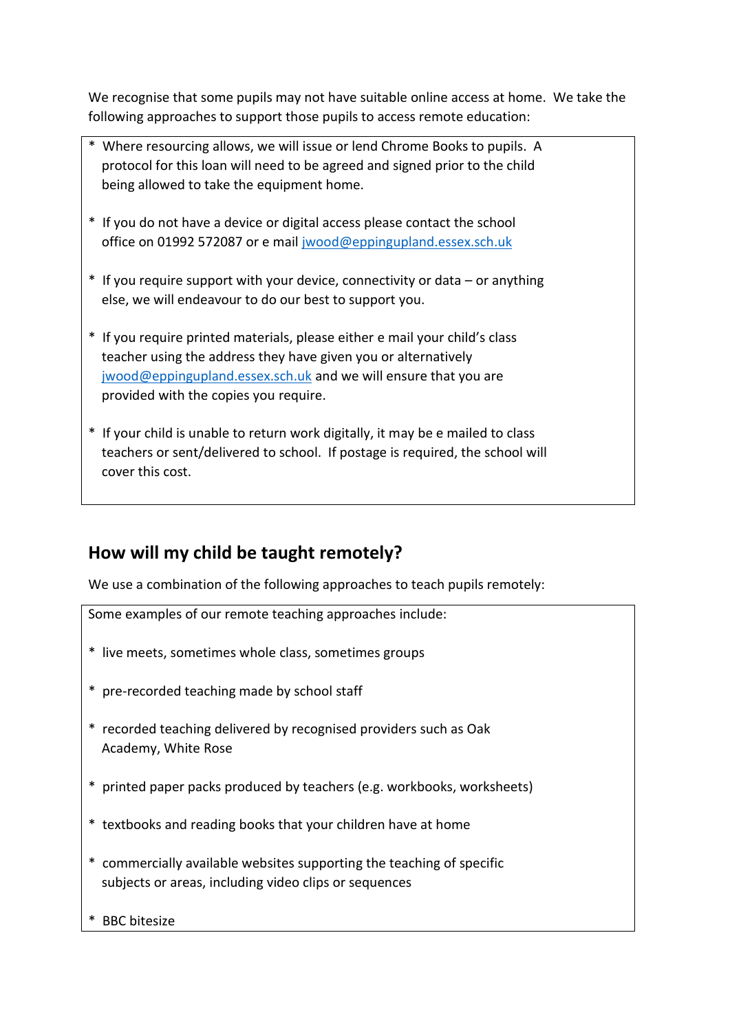We recognise that some pupils may not have suitable online access at home. We take the following approaches to support those pupils to access remote education:

* Where resourcing allows, we will issue or lend Chrome Books to pupils. A protocol for this loan will need to be agreed and signed prior to the child being allowed to take the equipment home.

* If you do not have a device or digital access please contact the school office on 01992 572087 or e mail jwood@eppingupland.essex.sch.uk

* If you require support with your device, connectivity or data – or anything else, we will endeavour to do our best to support you.

* If you require printed materials, please either e mail your child's class teacher using the address they have given you or alternatively jwood@eppingupland.essex.sch.uk and we will ensure that you are provided with the copies you require.

* If your child is unable to return work digitally, it may be e mailed to class teachers or sent/delivered to school. If postage is required, the school will cover this cost.

## How will my child be taught remotely?

We use a combination of the following approaches to teach pupils remotely:

Some examples of our remote teaching approaches include:

* live meets, sometimes whole class, sometimes groups

* pre-recorded teaching made by school staff

* recorded teaching delivered by recognised providers such as Oak Academy, White Rose

* printed paper packs produced by teachers (e.g. workbooks, worksheets)

* textbooks and reading books that your children have at home

* commercially available websites supporting the teaching of specific subjects or areas, including video clips or sequences

* BBC bitesize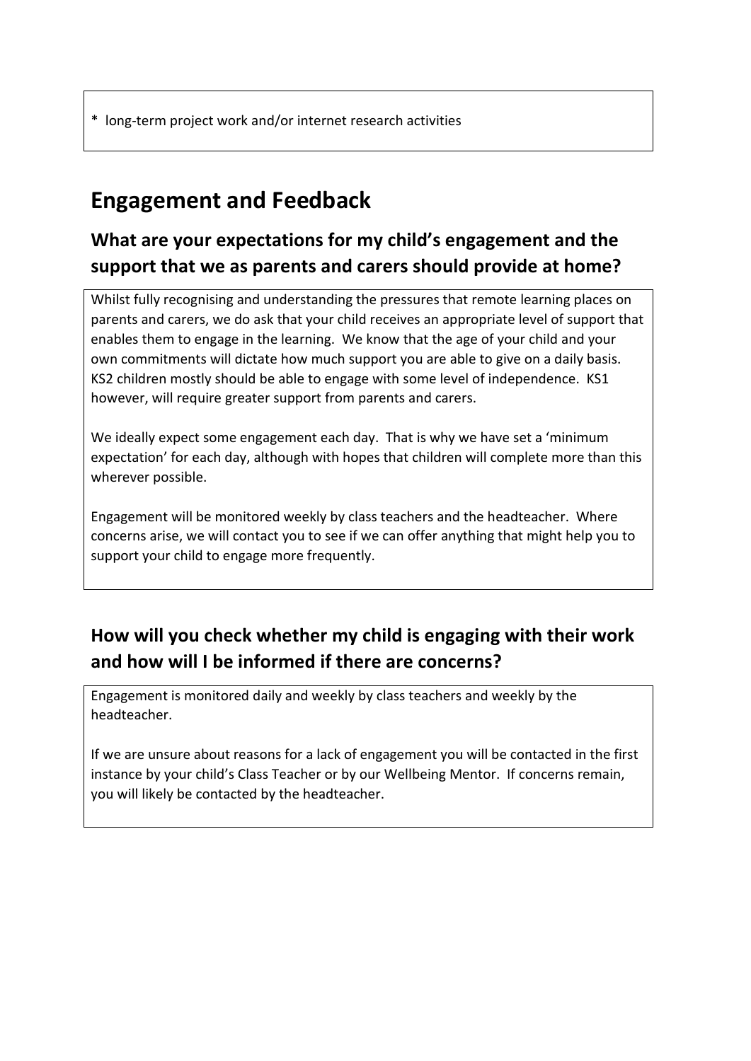* long-term project work and/or internet research activities

# Engagement and Feedback

## What are your expectations for my child's engagement and the support that we as parents and carers should provide at home?

Whilst fully recognising and understanding the pressures that remote learning places on parents and carers, we do ask that your child receives an appropriate level of support that enables them to engage in the learning. We know that the age of your child and your own commitments will dictate how much support you are able to give on a daily basis. KS2 children mostly should be able to engage with some level of independence. KS1 however, will require greater support from parents and carers.

We ideally expect some engagement each day. That is why we have set a 'minimum expectation' for each day, although with hopes that children will complete more than this wherever possible.

Engagement will be monitored weekly by class teachers and the headteacher. Where concerns arise, we will contact you to see if we can offer anything that might help you to support your child to engage more frequently.

## How will you check whether my child is engaging with their work and how will I be informed if there are concerns?

Engagement is monitored daily and weekly by class teachers and weekly by the headteacher.

If we are unsure about reasons for a lack of engagement you will be contacted in the first instance by your child's Class Teacher or by our Wellbeing Mentor. If concerns remain, you will likely be contacted by the headteacher.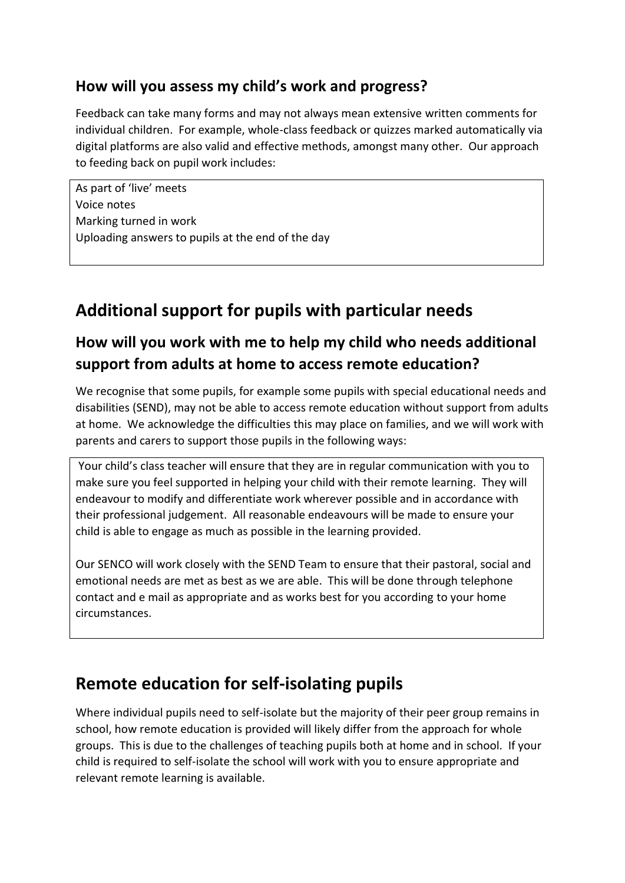### How will you assess my child's work and progress?

Feedback can take many forms and may not always mean extensive written comments for individual children. For example, whole-class feedback or quizzes marked automatically via digital platforms are also valid and effective methods, amongst many other. Our approach to feeding back on pupil work includes:

As part of 'live' meets
Voice notes
Marking turned in work
Uploading answers to pupils at the end of the day

## Additional support for pupils with particular needs

### How will you work with me to help my child who needs additional support from adults at home to access remote education?

We recognise that some pupils, for example some pupils with special educational needs and disabilities (SEND), may not be able to access remote education without support from adults at home. We acknowledge the difficulties this may place on families, and we will work with parents and carers to support those pupils in the following ways:

Your child's class teacher will ensure that they are in regular communication with you to make sure you feel supported in helping your child with their remote learning. They will endeavour to modify and differentiate work wherever possible and in accordance with their professional judgement. All reasonable endeavours will be made to ensure your child is able to engage as much as possible in the learning provided.

Our SENCO will work closely with the SEND Team to ensure that their pastoral, social and emotional needs are met as best as we are able. This will be done through telephone contact and e mail as appropriate and as works best for you according to your home circumstances.

## Remote education for self-isolating pupils

Where individual pupils need to self-isolate but the majority of their peer group remains in school, how remote education is provided will likely differ from the approach for whole groups. This is due to the challenges of teaching pupils both at home and in school. If your child is required to self-isolate the school will work with you to ensure appropriate and relevant remote learning is available.